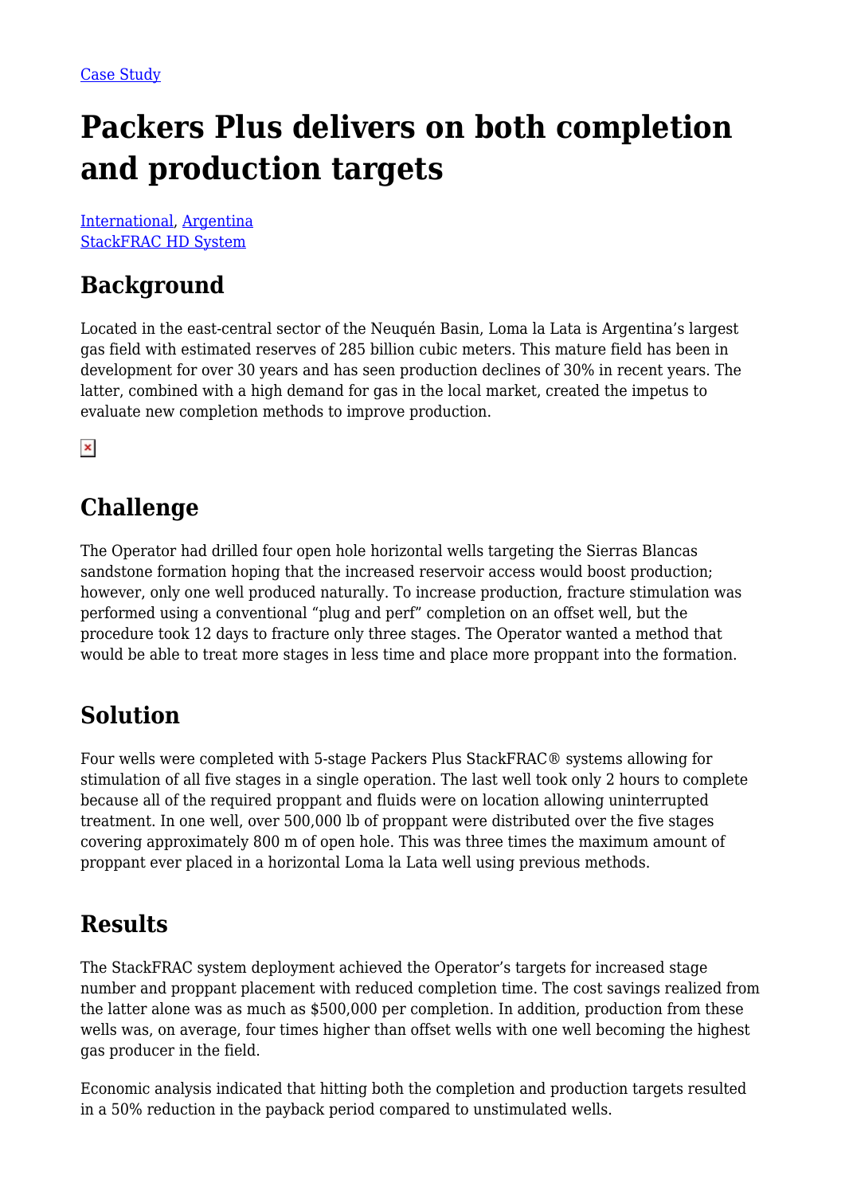Case Study

# Packers Plus delivers on both completion and production targets

International, Argentina
StackFRAC HD System

## Background

Located in the east-central sector of the Neuquén Basin, Loma la Lata is Argentina's largest gas field with estimated reserves of 285 billion cubic meters. This mature field has been in development for over 30 years and has seen production declines of 30% in recent years. The latter, combined with a high demand for gas in the local market, created the impetus to evaluate new completion methods to improve production.

## Challenge

The Operator had drilled four open hole horizontal wells targeting the Sierras Blancas sandstone formation hoping that the increased reservoir access would boost production; however, only one well produced naturally. To increase production, fracture stimulation was performed using a conventional "plug and perf" completion on an offset well, but the procedure took 12 days to fracture only three stages. The Operator wanted a method that would be able to treat more stages in less time and place more proppant into the formation.

## Solution

Four wells were completed with 5-stage Packers Plus StackFRAC® systems allowing for stimulation of all five stages in a single operation. The last well took only 2 hours to complete because all of the required proppant and fluids were on location allowing uninterrupted treatment. In one well, over 500,000 lb of proppant were distributed over the five stages covering approximately 800 m of open hole. This was three times the maximum amount of proppant ever placed in a horizontal Loma la Lata well using previous methods.

## Results

The StackFRAC system deployment achieved the Operator's targets for increased stage number and proppant placement with reduced completion time. The cost savings realized from the latter alone was as much as $500,000 per completion. In addition, production from these wells was, on average, four times higher than offset wells with one well becoming the highest gas producer in the field.

Economic analysis indicated that hitting both the completion and production targets resulted in a 50% reduction in the payback period compared to unstimulated wells.